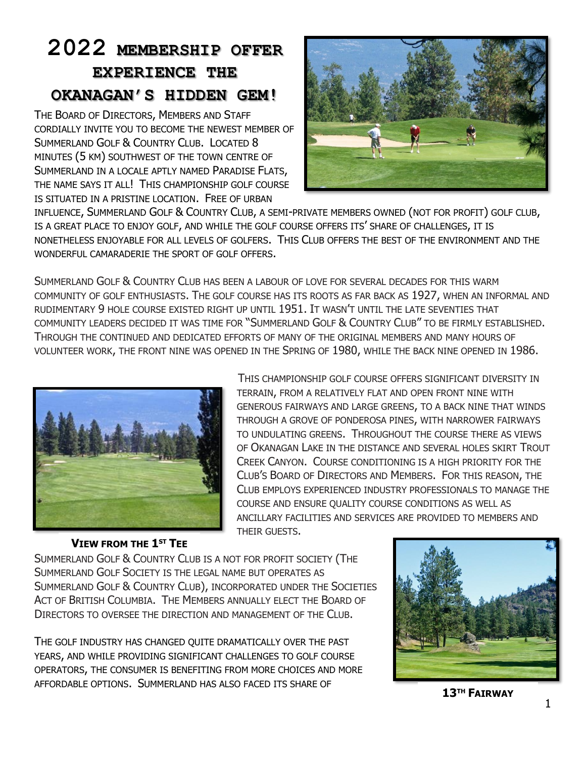# 2022 Membership Offer Experience the Okanagan's Hidden Gem!

The Board of Directors, Members and Staff cordially invite you to become the newest member of Summerland Golf & Country Club. Located 8 minutes (5 km) southwest of the town centre of Summerland in a locale aptly named Paradise Flats, the name says it all! This championship golf course is situated in a pristine location. Free of urban influence, Summerland Golf & Country Club, a semi-private members owned (not for profit) golf club, is a great place to enjoy golf, and while the golf course offers its' share of challenges, it is nonetheless enjoyable for all levels of golfers. This Club offers the best of the environment and the wonderful camaraderie the sport of golf offers.

Summerland Golf & Country Club has been a labour of love for several decades for this warm community of golf enthusiasts. The golf course has its roots as far back as 1927, when an informal and rudimentary 9 hole course existed right up until 1951. It wasn't until the late seventies that community leaders decided it was time for "Summerland Golf & Country Club" to be firmly established. Through the continued and dedicated efforts of many of the original members and many hours of volunteer work, the front nine was opened in the Spring of 1980, while the back nine opened in 1986.

This championship golf course offers significant diversity in terrain, from a relatively flat and open front nine with generous fairways and large greens, to a back nine that winds through a grove of Ponderosa pines, with narrower fairways to undulating greens. Throughout the course there as views of Okanagan Lake in the distance and several holes skirt Trout Creek Canyon. Course conditioning is a high priority for the Club's Board of Directors and Members. For this reason, the Club employs experienced industry professionals to manage the course and ensure quality course conditions as well as ancillary facilities and services are provided to members and their guests.

**View from the 1st Tee**

Summerland Golf & Country Club is a not for profit society (The Summerland Golf Society is the legal name but operates as Summerland Golf & Country Club), incorporated under the Societies Act of British Columbia. The Members annually elect the Board of Directors to oversee the direction and management of the Club.

The golf industry has changed quite dramatically over the past years, and while providing significant challenges to golf course operators, the consumer is benefiting from more choices and more affordable options. Summerland has also faced its share of

**13th Fairway**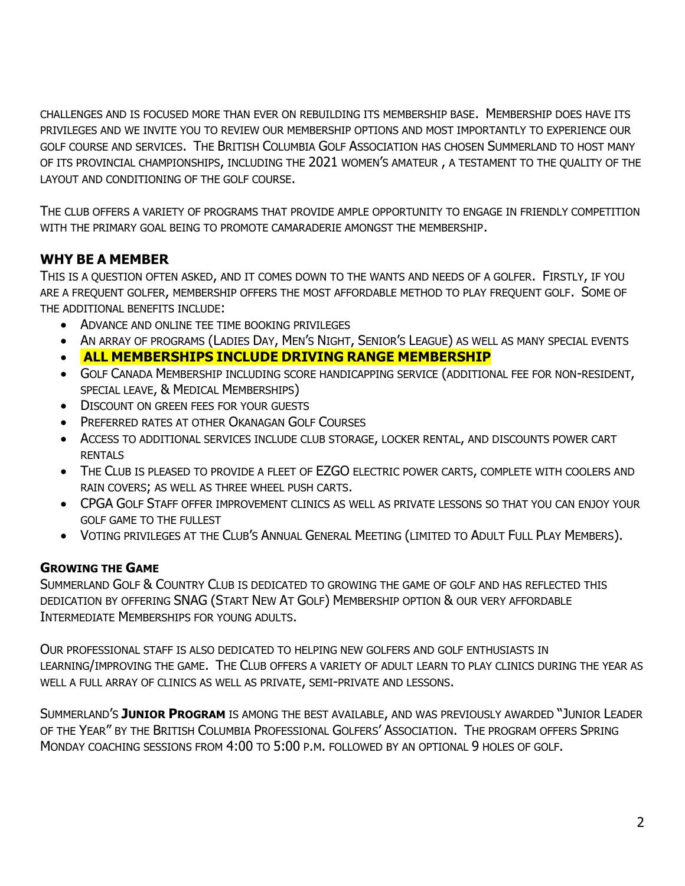challenges and is focused more than ever on rebuilding its membership base. Membership does have its privileges and we invite you to review our membership options and most importantly to experience our golf course and services. The British Columbia Golf Association has chosen Summerland to host many of its provincial championships, including the 2021 women's amateur , a testament to the quality of the layout and conditioning of the golf course.

The club offers a variety of programs that provide ample opportunity to engage in friendly competition with the primary goal being to promote camaraderie amongst the membership.

## WHY BE A MEMBER

This is a question often asked, and it comes down to the wants and needs of a golfer. Firstly, if you are a frequent golfer, membership offers the most affordable method to play frequent golf. Some of the additional benefits include:

- Advance and online tee time booking privileges
- An array of programs (Ladies Day, Men's Night, Senior's League) as well as many special events
- **ALL MEMBERSHIPS INCLUDE DRIVING RANGE MEMBERSHIP**
- Golf Canada Membership including score handicapping service (additional fee for non-resident, special leave, & Medical Memberships)
- Discount on green fees for your guests
- Preferred rates at other Okanagan Golf Courses
- Access to additional services include club storage, locker rental, and discounts power cart rentals
- The Club is pleased to provide a fleet of EZGO electric power carts, complete with coolers and rain covers; as well as three wheel push carts.
- CPGA Golf Staff offer improvement clinics as well as private lessons so that you can enjoy your golf game to the fullest
- Voting privileges at the Club's Annual General Meeting (limited to Adult Full Play Members).

### Growing the Game

Summerland Golf & Country Club is dedicated to growing the game of golf and has reflected this dedication by offering SNAG (Start New At Golf) Membership option & our very affordable Intermediate Memberships for young adults.

Our professional staff is also dedicated to helping new golfers and golf enthusiasts in learning/improving the game. The Club offers a variety of adult learn to play clinics during the year as well a full array of clinics as well as private, semi-private and lessons.

Summerland's **Junior Program** is among the best available, and was previously awarded "Junior Leader of the Year" by the British Columbia Professional Golfers' Association. The program offers Spring Monday coaching sessions from 4:00 to 5:00 p.m. followed by an optional 9 holes of golf.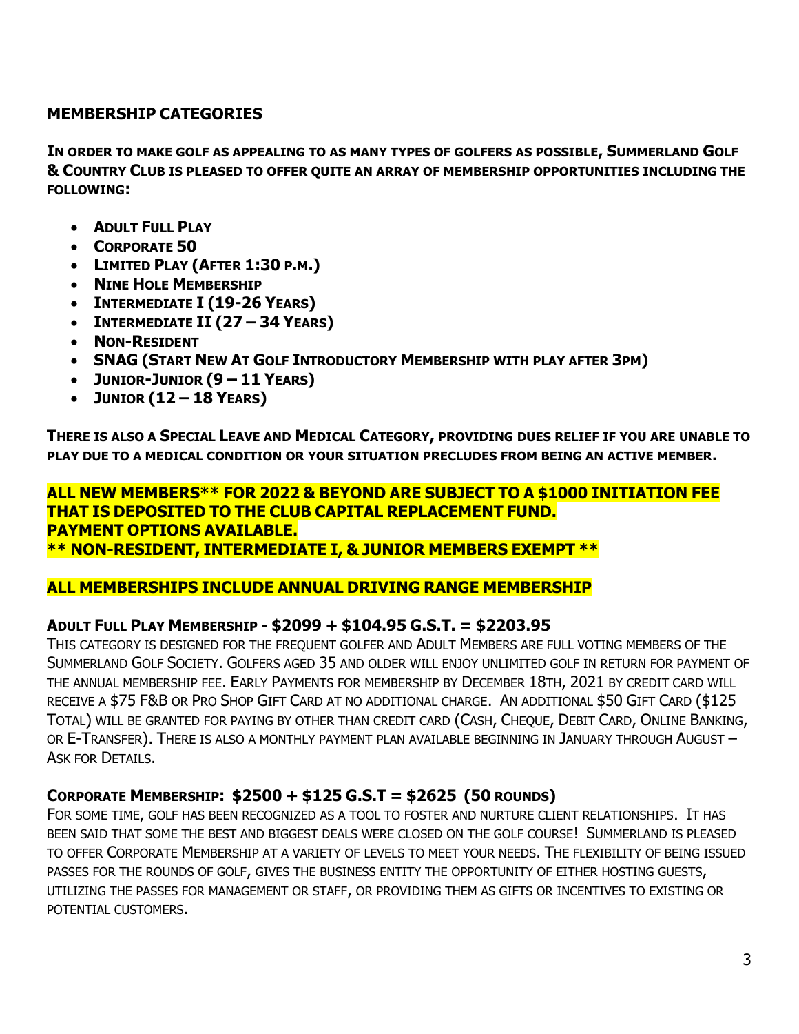## MEMBERSHIP CATEGORIES

**In order to make golf as appealing to as many types of golfers as possible, Summerland Golf & Country Club is pleased to offer quite an array of membership opportunities including the following:**

- **Adult Full Play**
- **Corporate 50**
- **Limited Play (After 1:30 p.m.)**
- **Nine Hole Membership**
- **Intermediate I (19-26 Years)**
- **Intermediate II (27 – 34 Years)**
- **Non-Resident**
- **SNAG (Start New At Golf Introductory Membership with play after 3pm)**
- **Junior-Junior (9 – 11 Years)**
- **Junior (12 – 18 Years)**

**There is also a Special Leave and Medical Category, providing dues relief if you are unable to play due to a medical condition or your situation precludes from being an active member.**

**ALL NEW MEMBERS** FOR 2022 & BEYOND ARE SUBJECT TO A $1000 INITIATION FEE THAT IS DEPOSITED TO THE CLUB CAPITAL REPLACEMENT FUND.**
**PAYMENT OPTIONS AVAILABLE.**
**** NON-RESIDENT, INTERMEDIATE I, & JUNIOR MEMBERS EXEMPT ****

**ALL MEMBERSHIPS INCLUDE ANNUAL DRIVING RANGE MEMBERSHIP**

### Adult Full Play Membership - $2099 + $104.95 G.S.T. = $2203.95

This category is designed for the frequent golfer and Adult Members are full voting members of the Summerland Golf Society. Golfers aged 35 and older will enjoy unlimited golf in return for payment of the annual membership fee. Early Payments for membership by December 18th, 2021 by credit card will receive a $75 F&B or Pro Shop Gift Card at no additional charge. An additional $50 Gift Card ($125 Total) will be granted for paying by other than credit card (Cash, Cheque, Debit Card, Online Banking, or E-Transfer). There is also a monthly payment plan available beginning in January through August – Ask for Details.

### Corporate Membership: $2500 + $125 G.S.T = $2625 (50 rounds)

For some time, golf has been recognized as a tool to foster and nurture client relationships. It has been said that some the best and biggest deals were closed on the golf course! Summerland is pleased to offer Corporate Membership at a variety of levels to meet your needs. The flexibility of being issued passes for the rounds of golf, gives the business entity the opportunity of either hosting guests, utilizing the passes for management or staff, or providing them as gifts or incentives to existing or potential customers.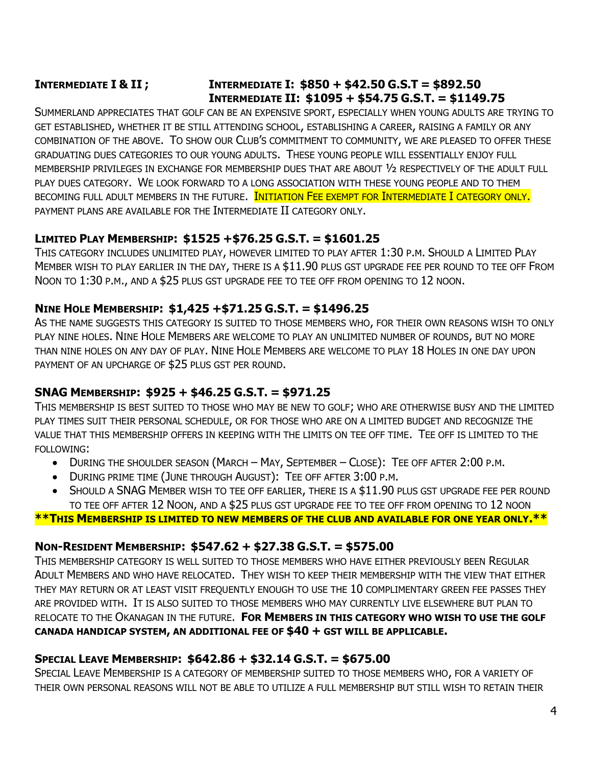**Intermediate I & II ; Intermediate I: $850 + $42.50 G.S.T = $892.50**
**Intermediate II: $1095 + $54.75 G.S.T. = $1149.75**

Summerland appreciates that golf can be an expensive sport, especially when young adults are trying to get established, whether it be still attending school, establishing a career, raising a family or any combination of the above. To show our Club's commitment to community, we are pleased to offer these graduating dues categories to our young adults. These young people will essentially enjoy full membership privileges in exchange for membership dues that are about ½ respectively of the adult full play dues category. We look forward to a long association with these young people and to them becoming full adult members in the future. Initiation Fee exempt for Intermediate I category only. payment plans are available for the Intermediate II category only.

### Limited Play Membership: $1525 +$76.25 G.S.T. = $1601.25

This category includes unlimited play, however limited to play after 1:30 p.m. Should a Limited Play Member wish to play earlier in the day, there is a $11.90 plus GST upgrade fee per round to tee off From Noon to 1:30 p.m., and a $25 plus GST upgrade fee to tee off from opening to 12 noon.

### Nine Hole Membership: $1,425 +$71.25 G.S.T. = $1496.25

As the name suggests this category is suited to those members who, for their own reasons wish to only play nine holes. Nine Hole Members are welcome to play an unlimited number of rounds, but no more than nine holes on any day of play. Nine Hole Members are welcome to play 18 Holes in one day upon payment of an upcharge of $25 plus GST per round.

### SNAG Membership: $925 + $46.25 G.S.T. = $971.25

This membership is best suited to those who may be new to golf; who are otherwise busy and the limited play times suit their personal schedule, or for those who are on a limited budget and recognize the value that this membership offers in keeping with the limits on tee off time. Tee off is limited to the following:

- During the shoulder season (March – May, September – Close): Tee off after 2:00 p.m.
- During prime time (June through August): Tee off after 3:00 p.m.
- Should a SNAG Member wish to tee off earlier, there is a $11.90 plus GST upgrade fee per round to tee off after 12 Noon, and a $25 plus GST upgrade fee to tee off from opening to 12 noon

**\*\*This Membership is limited to new members of the club and available for one year only.\*\***

### Non-Resident Membership: $547.62 + $27.38 G.S.T. = $575.00

This membership category is well suited to those members who have either previously been Regular Adult Members and who have relocated. They wish to keep their membership with the view that either they may return or at least visit frequently enough to use the 10 complimentary green fee passes they are provided with. It is also suited to those members who may currently live elsewhere but plan to relocate to the Okanagan in the future. **For Members in this category who wish to use the Golf Canada handicap system, an additional fee of $40 + GST will be applicable.**

### Special Leave Membership: $642.86 + $32.14 G.S.T. = $675.00

Special Leave Membership is a category of membership suited to those members who, for a variety of their own personal reasons will not be able to utilize a full membership but still wish to retain their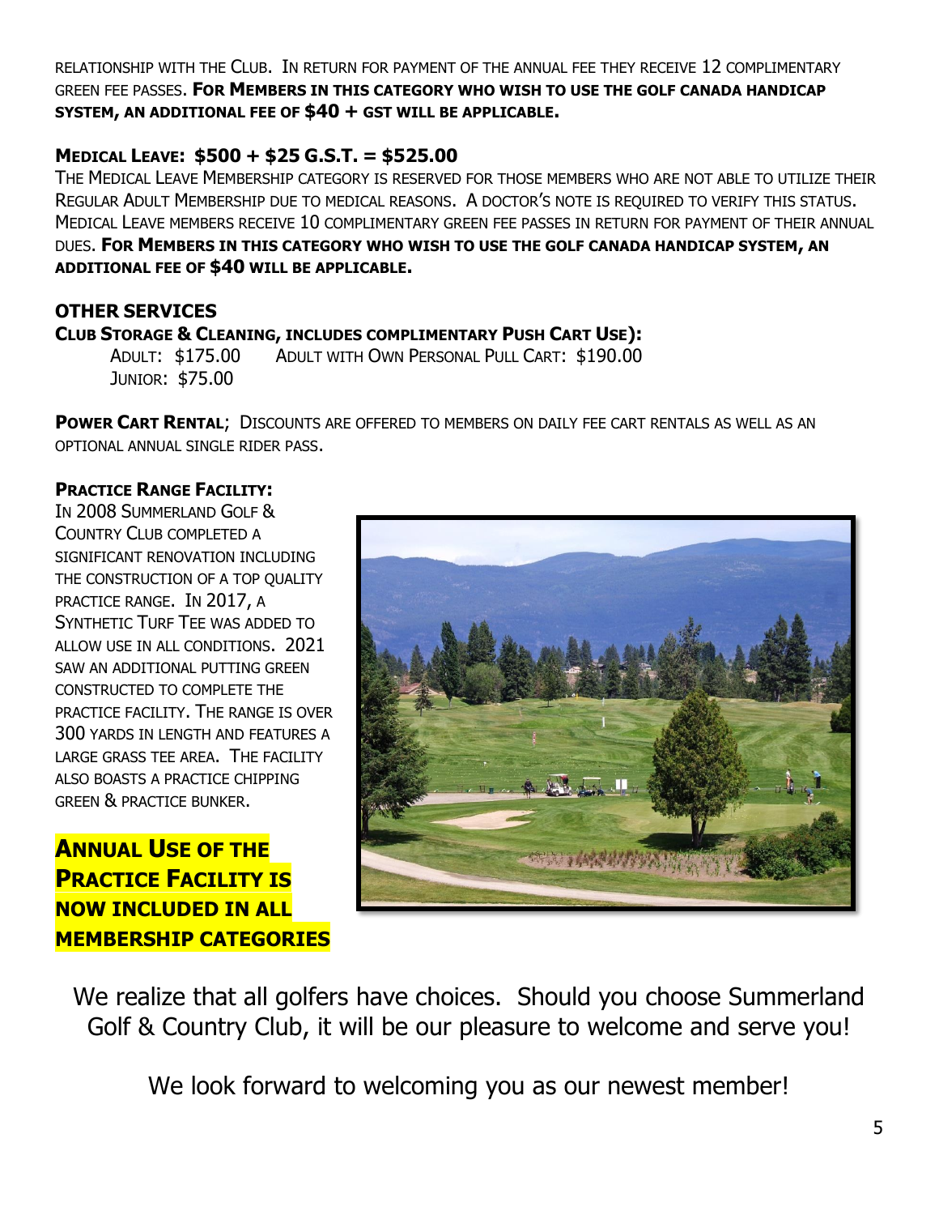relationship with the Club. In return for payment of the annual fee they receive 12 complimentary green fee passes. **For Members in this category who wish to use the Golf Canada Handicap System, an additional fee of $40 + GST will be applicable.**

### Medical Leave: $500 + $25 G.S.T. = $525.00

The Medical Leave Membership category is reserved for those members who are not able to utilize their Regular Adult Membership due to medical reasons. A doctor's note is required to verify this status. Medical Leave members receive 10 complimentary green fee passes in return for payment of their annual dues. **For Members in this category who wish to use the Golf Canada Handicap System, an additional fee of $40 will be applicable.**

## OTHER SERVICES

### Club Storage & Cleaning, includes complimentary Push Cart Use):

Adult: $175.00 Adult with Own Personal Pull Cart: $190.00

Junior: $75.00

**Power Cart Rental**; Discounts are offered to members on daily fee cart rentals as well as an optional annual single rider pass.

### Practice Range Facility:

In 2008 Summerland Golf & Country Club completed a significant renovation including the construction of a top quality practice range. In 2017, a Synthetic Turf Tee was added to allow use in all conditions. 2021 saw an additional putting green constructed to complete the practice facility. The range is over 300 yards in length and features a large grass tee area. The facility also boasts a practice chipping green & practice bunker.

**Annual Use of the Practice Facility is now included in all membership categories**

We realize that all golfers have choices. Should you choose Summerland Golf & Country Club, it will be our pleasure to welcome and serve you!

We look forward to welcoming you as our newest member!